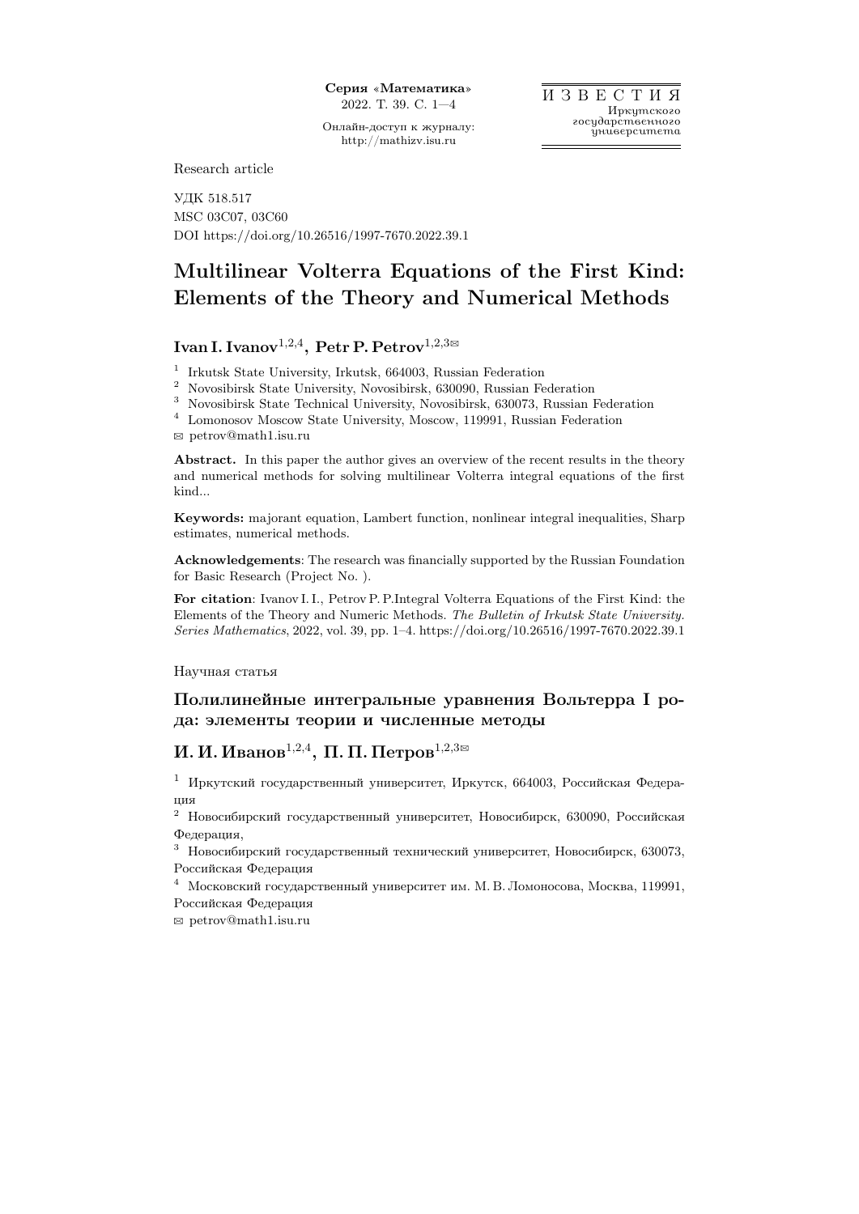Research article

УДК 518.517
MSC 03C07, 03C60
DOI https://doi.org/10.26516/1997-7670.2022.39.1

# Multilinear Volterra Equations of the First Kind: Elements of the Theory and Numerical Methods

**Ivan I. Ivanov**[1,2,4], **Petr P. Petrov**[1,2,3]✉

[1] Irkutsk State University, Irkutsk, 664003, Russian Federation
[2] Novosibirsk State University, Novosibirsk, 630090, Russian Federation
[3] Novosibirsk State Technical University, Novosibirsk, 630073, Russian Federation
[4] Lomonosov Moscow State University, Moscow, 119991, Russian Federation
✉ petrov@math1.isu.ru

**Abstract.** In this paper the author gives an overview of the recent results in the theory and numerical methods for solving multilinear Volterra integral equations of the first kind...

**Keywords:** majorant equation, Lambert function, nonlinear integral inequalities, Sharp estimates, numerical methods.

**Acknowledgements**: The research was financially supported by the Russian Foundation for Basic Research (Project No. ).

**For citation**: Ivanov I. I., Petrov P. P.Integral Volterra Equations of the First Kind: the Elements of the Theory and Numeric Methods. *The Bulletin of Irkutsk State University. Series Mathematics*, 2022, vol. 39, pp. 1–4. https://doi.org/10.26516/1997-7670.2022.39.1

Научная статья

## Полилинейные интегральные уравнения Вольтерра I рода: элементы теории и численные методы

**И. И. Иванов**[1,2,4], **П. П. Петров**[1,2,3]✉

[1] Иркутский государственный университет, Иркутск, 664003, Российская Федерация
[2] Новосибирский государственный университет, Новосибирск, 630090, Российская Федерация,
[3] Новосибирский государственный технический университет, Новосибирск, 630073, Российская Федерация
[4] Московский государственный университет им. М. В. Ломоносова, Москва, 119991, Российская Федерация
✉ petrov@math1.isu.ru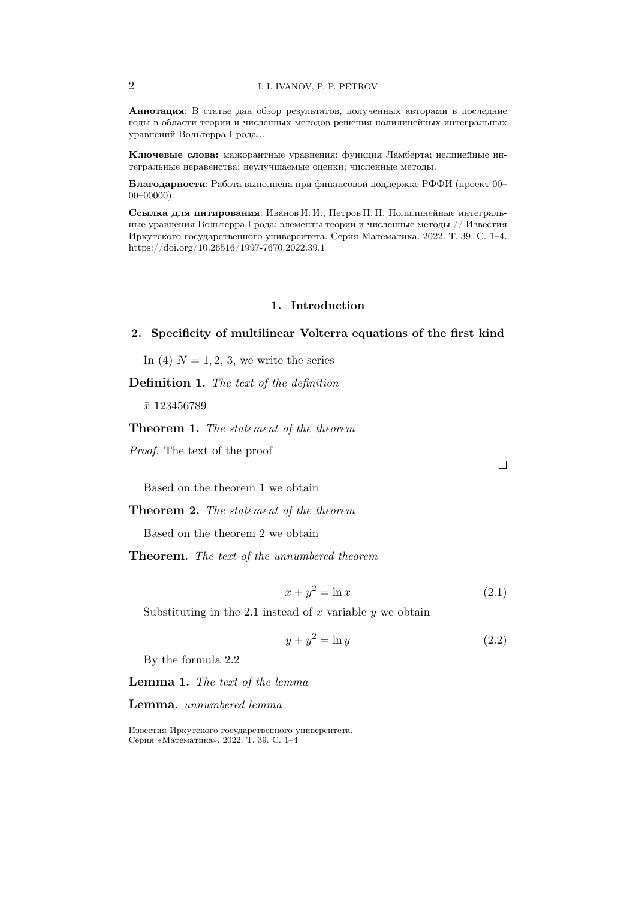**Аннотация**: В статье дан обзор результатов, полученных авторами в последние годы в области теории и численных методов решения полилинейных интегральных уравнений Вольтерра I рода...

**Ключевые слова:** мажорантные уравнения; функция Ламберта; нелинейные интегральные неравенства; неулучшаемые оценки; численные методы.

**Благодарности**: Работа выполнена при финансовой поддержке РФФИ (проект 00–00–00000).

**Ссылка для цитирования**: Иванов И. И., Петров П. П. Полилинейные интегральные уравнения Вольтерра I рода: элементы теории и численные методы // Известия Иркутского государственного университета. Серия Математика. 2022. Т. 39. С. 1–4. https://doi.org/10.26516/1997-7670.2022.39.1

## 1. Introduction

## 2. Specificity of multilinear Volterra equations of the first kind

In (4) $N = 1, 2, 3$, we write the series

**Definition 1.** *The text of the definition*

$\bar{x}$ 123456789

**Theorem 1.** *The statement of the theorem*

*Proof.* The text of the proof

□

Based on the theorem 1 we obtain

**Theorem 2.** *The statement of the theorem*

Based on the theorem 2 we obtain

**Theorem.** *The text of the unnumbered theorem*

$$x + y^2 = \ln x \tag{2.1}$$

Substituting in the 2.1 instead of $x$ variable $y$ we obtain

$$y + y^2 = \ln y \tag{2.2}$$

By the formula 2.2

**Lemma 1.** *The text of the lemma*

**Lemma.** *unnumbered lemma*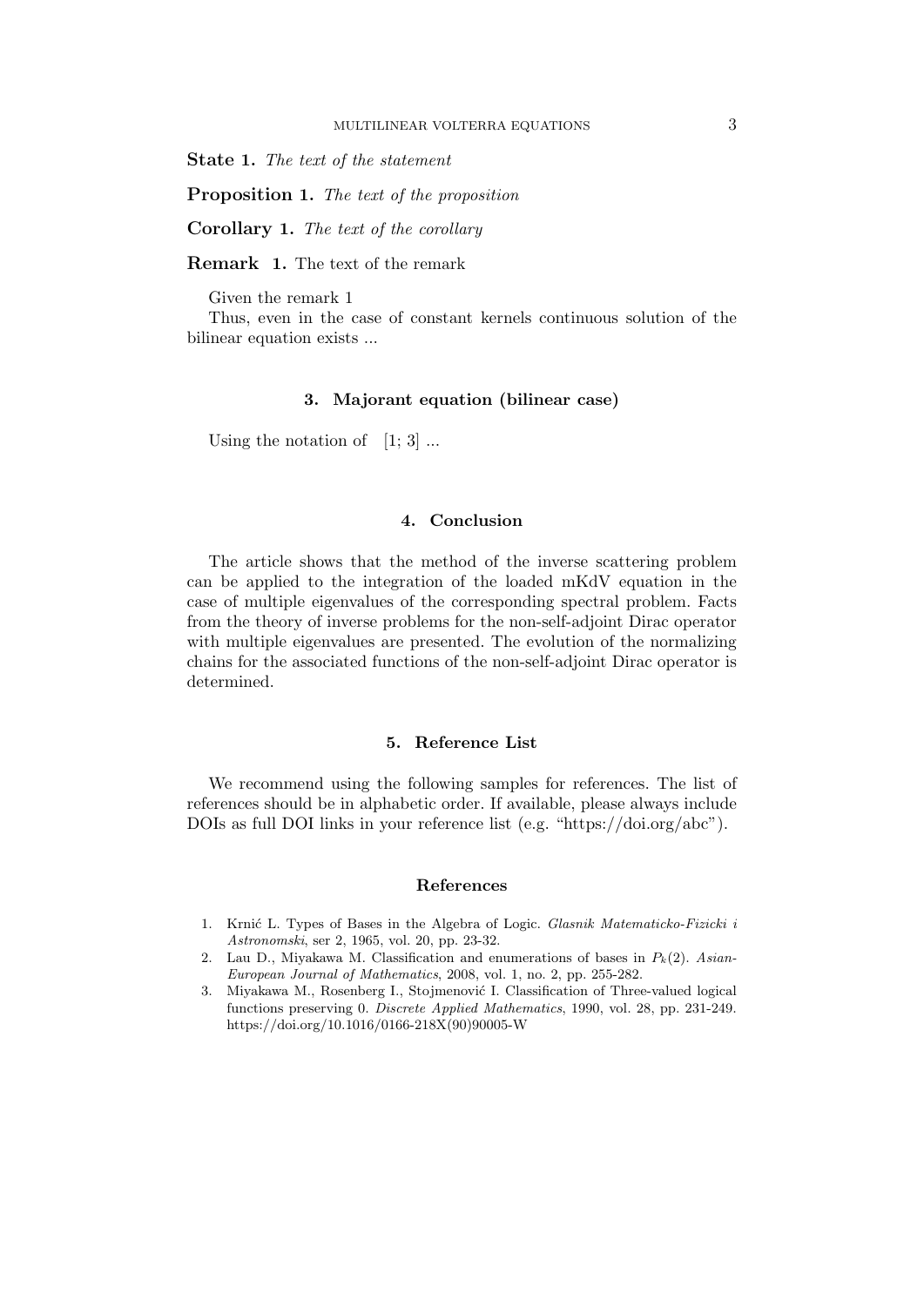**State 1.** *The text of the statement*

**Proposition 1.** *The text of the proposition*

**Corollary 1.** *The text of the corollary*

**Remark 1.** The text of the remark

Given the remark 1

Thus, even in the case of constant kernels continuous solution of the bilinear equation exists ...

## 3. Majorant equation (bilinear case)

Using the notation of [1; 3] ...

## 4. Conclusion

The article shows that the method of the inverse scattering problem can be applied to the integration of the loaded mKdV equation in the case of multiple eigenvalues of the corresponding spectral problem. Facts from the theory of inverse problems for the non-self-adjoint Dirac operator with multiple eigenvalues are presented. The evolution of the normalizing chains for the associated functions of the non-self-adjoint Dirac operator is determined.

## 5. Reference List

We recommend using the following samples for references. The list of references should be in alphabetic order. If available, please always include DOIs as full DOI links in your reference list (e.g. "https://doi.org/abc").

## References

1. Krnić L. Types of Bases in the Algebra of Logic. *Glasnik Matematicko-Fizicki i Astronomski*, ser 2, 1965, vol. 20, pp. 23-32.
2. Lau D., Miyakawa M. Classification and enumerations of bases in $P_k(2)$. *Asian-European Journal of Mathematics*, 2008, vol. 1, no. 2, pp. 255-282.
3. Miyakawa M., Rosenberg I., Stojmenović I. Classification of Three-valued logical functions preserving 0. *Discrete Applied Mathematics*, 1990, vol. 28, pp. 231-249. https://doi.org/10.1016/0166-218X(90)90005-W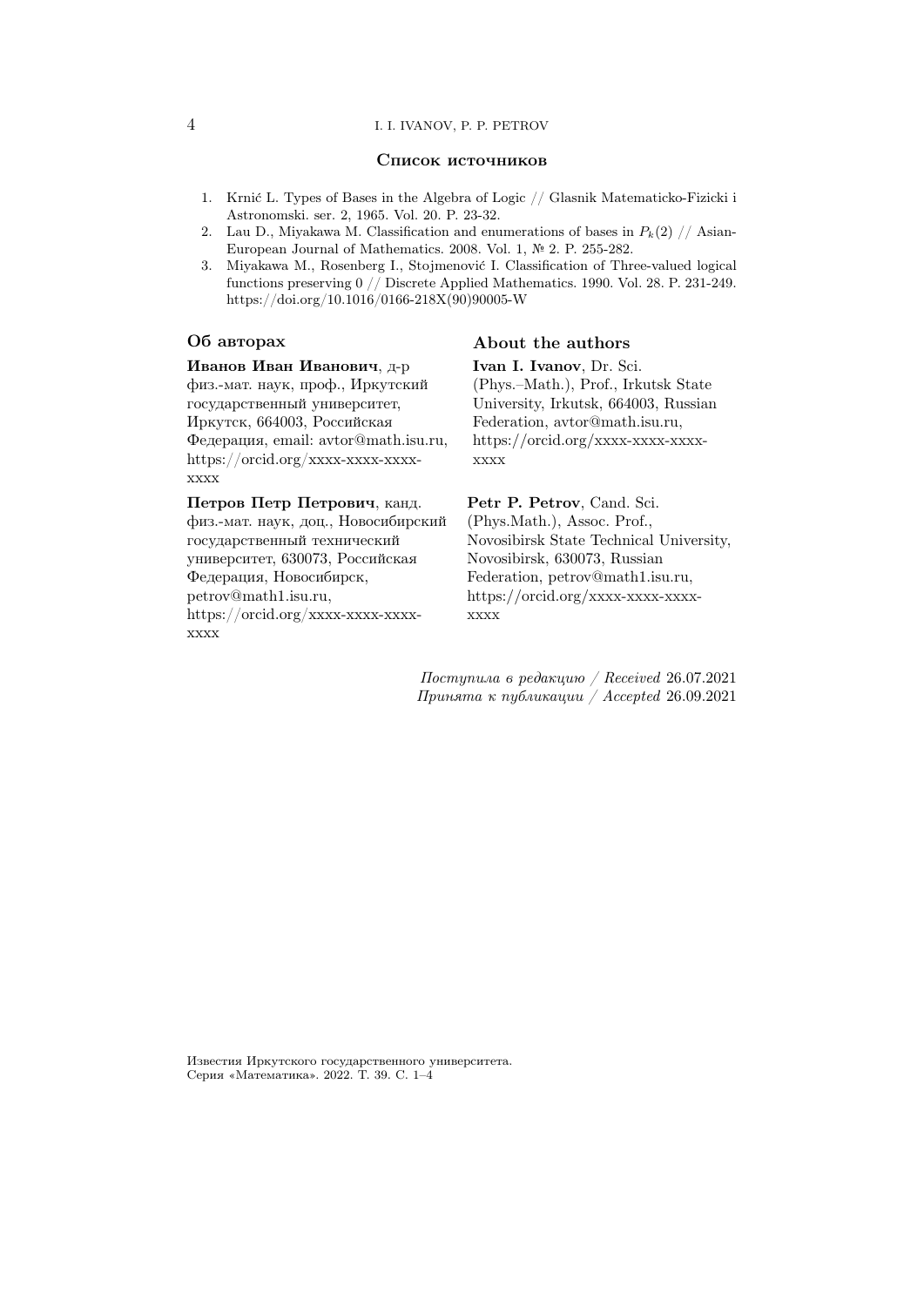## Список источников

1. Krnić L. Types of Bases in the Algebra of Logic // Glasnik Matematicko-Fizicki i Astronomski. ser. 2, 1965. Vol. 20. P. 23-32.
2. Lau D., Miyakawa M. Classification and enumerations of bases in $P_k(2)$ // Asian-European Journal of Mathematics. 2008. Vol. 1, № 2. P. 255-282.
3. Miyakawa M., Rosenberg I., Stojmenović I. Classification of Three-valued logical functions preserving 0 // Discrete Applied Mathematics. 1990. Vol. 28. P. 231-249. https://doi.org/10.1016/0166-218X(90)90005-W

### Об авторах

**Иванов Иван Иванович**, д-р физ.-мат. наук, проф., Иркутский государственный университет, Иркутск, 664003, Российская Федерация, email: avtor@math.isu.ru, https://orcid.org/xxxx-xxxx-xxxx-xxxx

**Петров Петр Петрович**, канд. физ.-мат. наук, доц., Новосибирский государственный технический университет, 630073, Российская Федерация, Новосибирск, petrov@math1.isu.ru, https://orcid.org/xxxx-xxxx-xxxx-xxxx

### About the authors

**Ivan I. Ivanov**, Dr. Sci. (Phys.–Math.), Prof., Irkutsk State University, Irkutsk, 664003, Russian Federation, avtor@math.isu.ru, https://orcid.org/xxxx-xxxx-xxxx-xxxx

**Petr P. Petrov**, Cand. Sci. (Phys.Math.), Assoc. Prof., Novosibirsk State Technical University, Novosibirsk, 630073, Russian Federation, petrov@math1.isu.ru, https://orcid.org/xxxx-xxxx-xxxx-xxxx

*Поступила в редакцию / Received* 26.07.2021
*Принята к публикации / Accepted* 26.09.2021